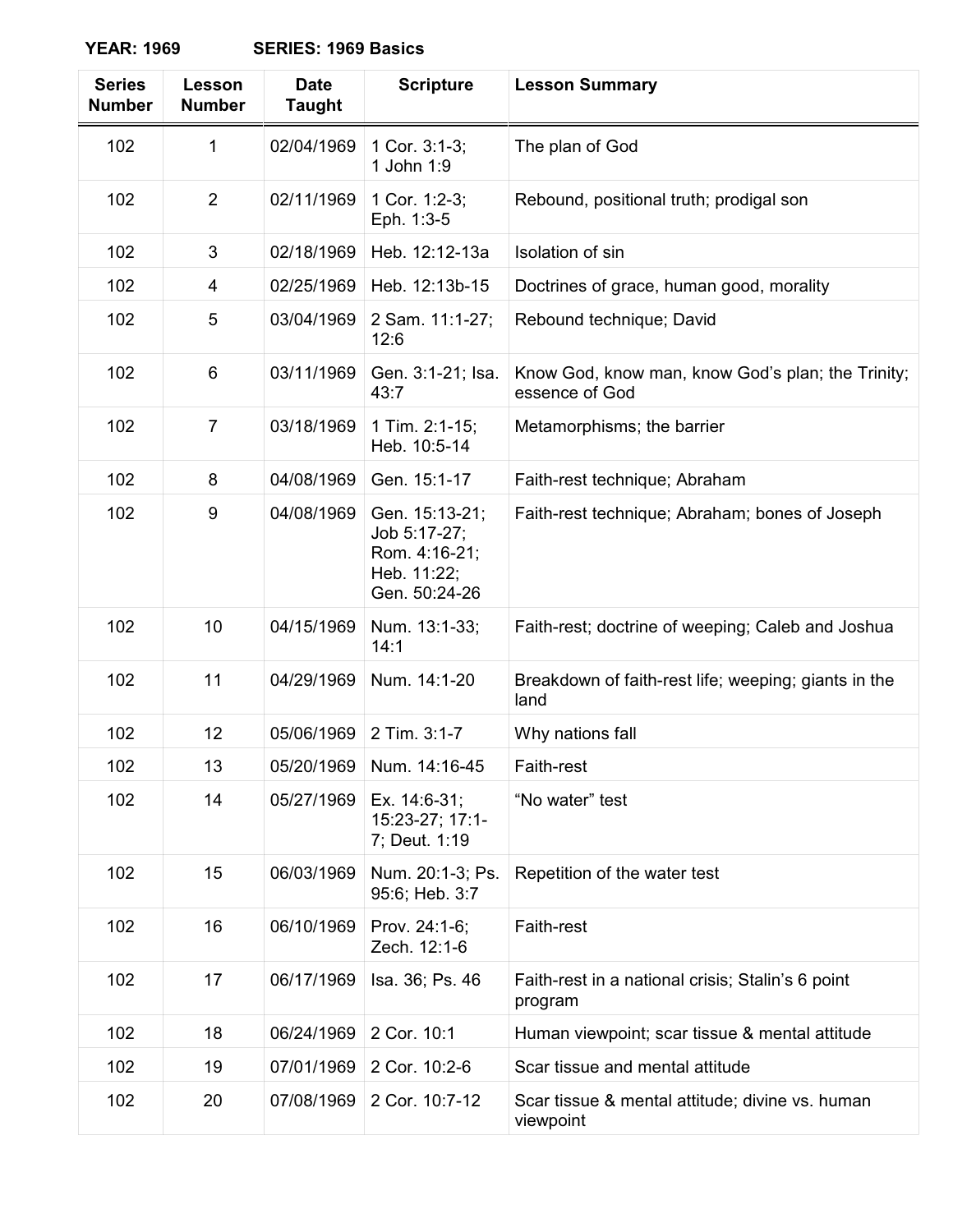**YEAR: 1969 SERIES: 1969 Basics**

| Series Number | Lesson Number | Date Taught | Scripture | Lesson Summary |
|---|---|---|---|---|
| 102 | 1 | 02/04/1969 | 1 Cor. 3:1-3; 1 John 1:9 | The plan of God |
| 102 | 2 | 02/11/1969 | 1 Cor. 1:2-3; Eph. 1:3-5 | Rebound, positional truth; prodigal son |
| 102 | 3 | 02/18/1969 | Heb. 12:12-13a | Isolation of sin |
| 102 | 4 | 02/25/1969 | Heb. 12:13b-15 | Doctrines of grace, human good, morality |
| 102 | 5 | 03/04/1969 | 2 Sam. 11:1-27; 12:6 | Rebound technique; David |
| 102 | 6 | 03/11/1969 | Gen. 3:1-21; Isa. 43:7 | Know God, know man, know God's plan; the Trinity; essence of God |
| 102 | 7 | 03/18/1969 | 1 Tim. 2:1-15; Heb. 10:5-14 | Metamorphisms; the barrier |
| 102 | 8 | 04/08/1969 | Gen. 15:1-17 | Faith-rest technique; Abraham |
| 102 | 9 | 04/08/1969 | Gen. 15:13-21; Job 5:17-27; Rom. 4:16-21; Heb. 11:22; Gen. 50:24-26 | Faith-rest technique; Abraham; bones of Joseph |
| 102 | 10 | 04/15/1969 | Num. 13:1-33; 14:1 | Faith-rest; doctrine of weeping; Caleb and Joshua |
| 102 | 11 | 04/29/1969 | Num. 14:1-20 | Breakdown of faith-rest life; weeping; giants in the land |
| 102 | 12 | 05/06/1969 | 2 Tim. 3:1-7 | Why nations fall |
| 102 | 13 | 05/20/1969 | Num. 14:16-45 | Faith-rest |
| 102 | 14 | 05/27/1969 | Ex. 14:6-31; 15:23-27; 17:1-7; Deut. 1:19 | "No water" test |
| 102 | 15 | 06/03/1969 | Num. 20:1-3; Ps. 95:6; Heb. 3:7 | Repetition of the water test |
| 102 | 16 | 06/10/1969 | Prov. 24:1-6; Zech. 12:1-6 | Faith-rest |
| 102 | 17 | 06/17/1969 | Isa. 36; Ps. 46 | Faith-rest in a national crisis; Stalin's 6 point program |
| 102 | 18 | 06/24/1969 | 2 Cor. 10:1 | Human viewpoint; scar tissue & mental attitude |
| 102 | 19 | 07/01/1969 | 2 Cor. 10:2-6 | Scar tissue and mental attitude |
| 102 | 20 | 07/08/1969 | 2 Cor. 10:7-12 | Scar tissue & mental attitude; divine vs. human viewpoint |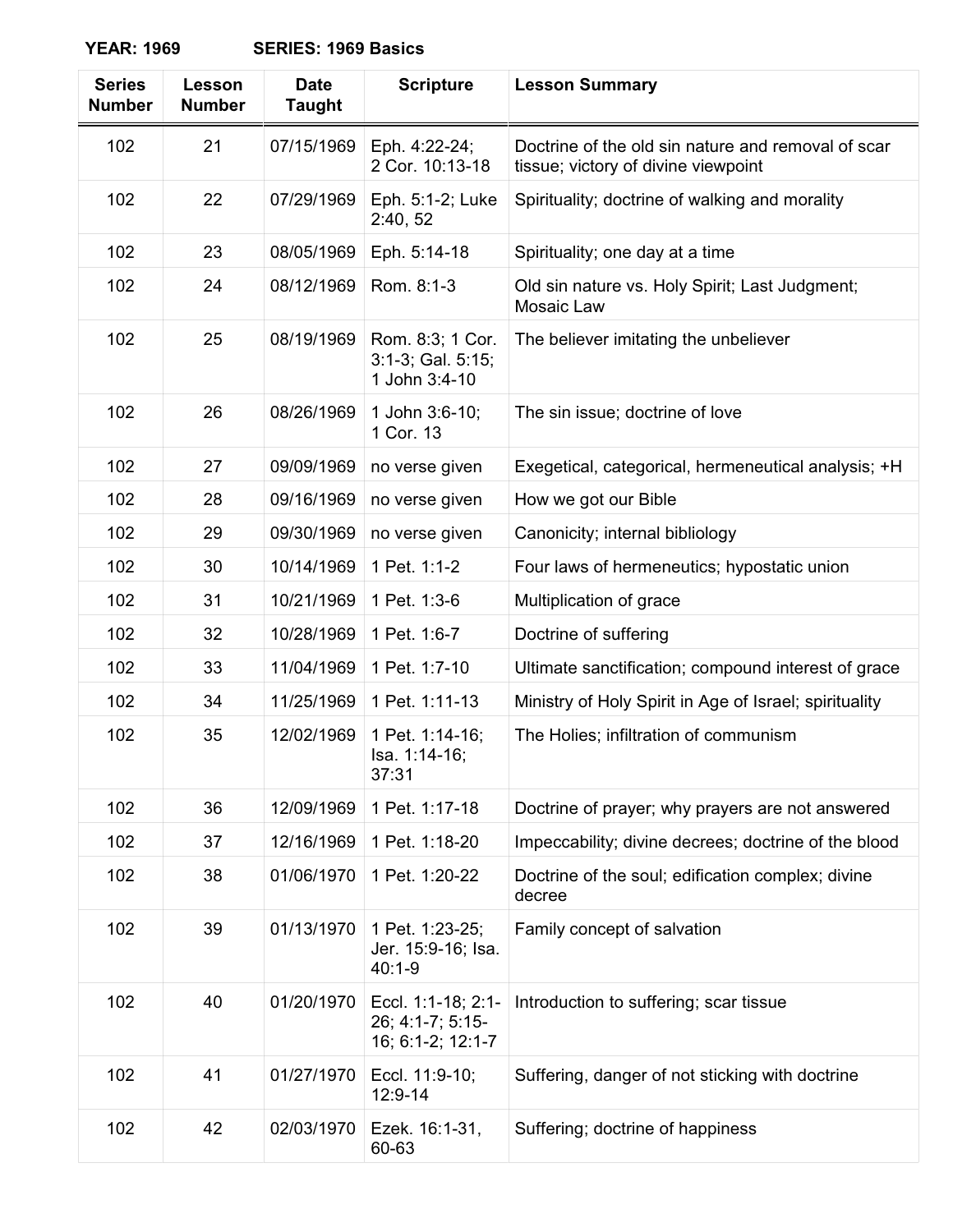**YEAR: 1969** **SERIES: 1969 Basics**

| Series Number | Lesson Number | Date Taught | Scripture | Lesson Summary |
|---|---|---|---|---|
| 102 | 21 | 07/15/1969 | Eph. 4:22-24; 2 Cor. 10:13-18 | Doctrine of the old sin nature and removal of scar tissue; victory of divine viewpoint |
| 102 | 22 | 07/29/1969 | Eph. 5:1-2; Luke 2:40, 52 | Spirituality; doctrine of walking and morality |
| 102 | 23 | 08/05/1969 | Eph. 5:14-18 | Spirituality; one day at a time |
| 102 | 24 | 08/12/1969 | Rom. 8:1-3 | Old sin nature vs. Holy Spirit; Last Judgment; Mosaic Law |
| 102 | 25 | 08/19/1969 | Rom. 8:3; 1 Cor. 3:1-3; Gal. 5:15; 1 John 3:4-10 | The believer imitating the unbeliever |
| 102 | 26 | 08/26/1969 | 1 John 3:6-10; 1 Cor. 13 | The sin issue; doctrine of love |
| 102 | 27 | 09/09/1969 | no verse given | Exegetical, categorical, hermeneutical analysis; +H |
| 102 | 28 | 09/16/1969 | no verse given | How we got our Bible |
| 102 | 29 | 09/30/1969 | no verse given | Canonicity; internal bibliology |
| 102 | 30 | 10/14/1969 | 1 Pet. 1:1-2 | Four laws of hermeneutics; hypostatic union |
| 102 | 31 | 10/21/1969 | 1 Pet. 1:3-6 | Multiplication of grace |
| 102 | 32 | 10/28/1969 | 1 Pet. 1:6-7 | Doctrine of suffering |
| 102 | 33 | 11/04/1969 | 1 Pet. 1:7-10 | Ultimate sanctification; compound interest of grace |
| 102 | 34 | 11/25/1969 | 1 Pet. 1:11-13 | Ministry of Holy Spirit in Age of Israel; spirituality |
| 102 | 35 | 12/02/1969 | 1 Pet. 1:14-16; Isa. 1:14-16; 37:31 | The Holies; infiltration of communism |
| 102 | 36 | 12/09/1969 | 1 Pet. 1:17-18 | Doctrine of prayer; why prayers are not answered |
| 102 | 37 | 12/16/1969 | 1 Pet. 1:18-20 | Impeccability; divine decrees; doctrine of the blood |
| 102 | 38 | 01/06/1970 | 1 Pet. 1:20-22 | Doctrine of the soul; edification complex; divine decree |
| 102 | 39 | 01/13/1970 | 1 Pet. 1:23-25; Jer. 15:9-16; Isa. 40:1-9 | Family concept of salvation |
| 102 | 40 | 01/20/1970 | Eccl. 1:1-18; 2:1-26; 4:1-7; 5:15-16; 6:1-2; 12:1-7 | Introduction to suffering; scar tissue |
| 102 | 41 | 01/27/1970 | Eccl. 11:9-10; 12:9-14 | Suffering, danger of not sticking with doctrine |
| 102 | 42 | 02/03/1970 | Ezek. 16:1-31, 60-63 | Suffering; doctrine of happiness |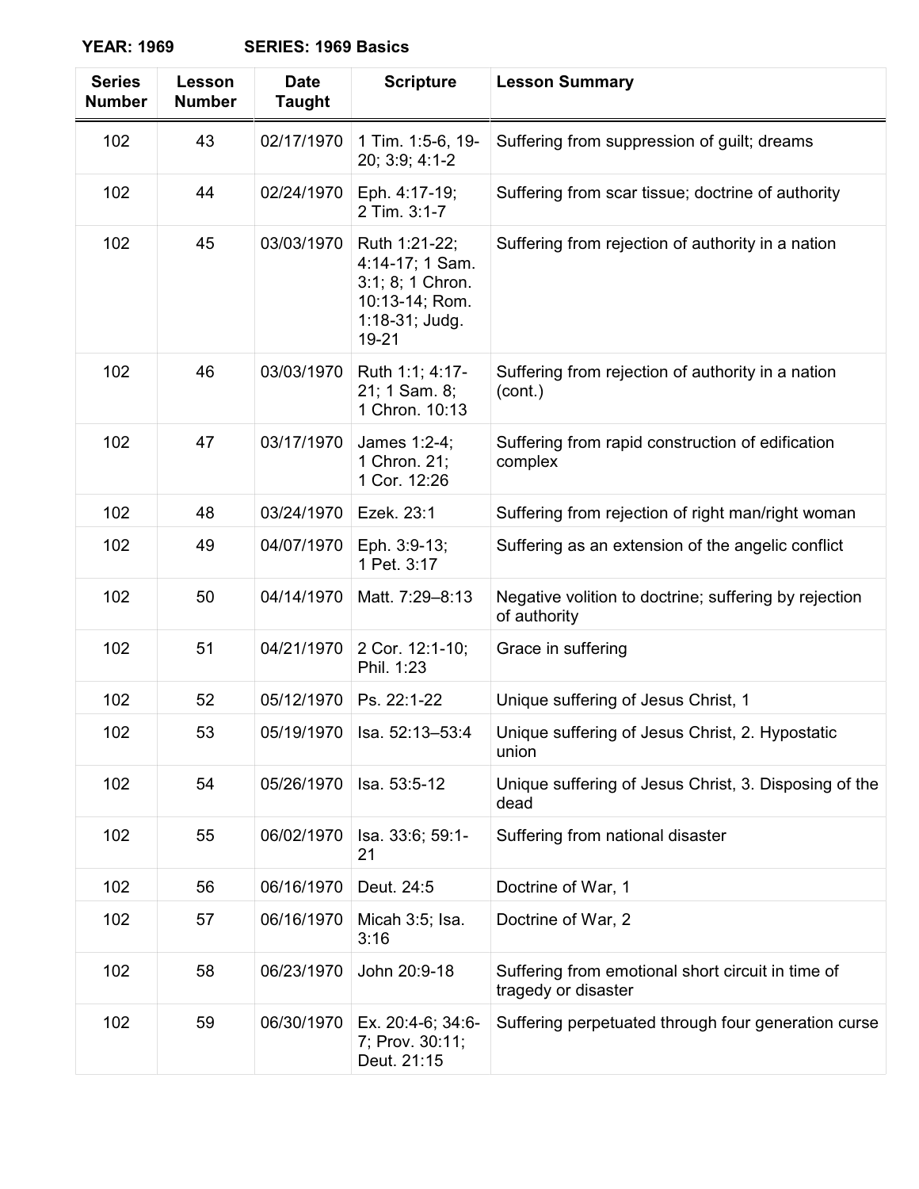**YEAR: 1969** **SERIES: 1969 Basics**

| Series Number | Lesson Number | Date Taught | Scripture | Lesson Summary |
|---|---|---|---|---|
| 102 | 43 | 02/17/1970 | 1 Tim. 1:5-6, 19-20; 3:9; 4:1-2 | Suffering from suppression of guilt; dreams |
| 102 | 44 | 02/24/1970 | Eph. 4:17-19; 2 Tim. 3:1-7 | Suffering from scar tissue; doctrine of authority |
| 102 | 45 | 03/03/1970 | Ruth 1:21-22; 4:14-17; 1 Sam. 3:1; 8; 1 Chron. 10:13-14; Rom. 1:18-31; Judg. 19-21 | Suffering from rejection of authority in a nation |
| 102 | 46 | 03/03/1970 | Ruth 1:1; 4:17-21; 1 Sam. 8; 1 Chron. 10:13 | Suffering from rejection of authority in a nation (cont.) |
| 102 | 47 | 03/17/1970 | James 1:2-4; 1 Chron. 21; 1 Cor. 12:26 | Suffering from rapid construction of edification complex |
| 102 | 48 | 03/24/1970 | Ezek. 23:1 | Suffering from rejection of right man/right woman |
| 102 | 49 | 04/07/1970 | Eph. 3:9-13; 1 Pet. 3:17 | Suffering as an extension of the angelic conflict |
| 102 | 50 | 04/14/1970 | Matt. 7:29–8:13 | Negative volition to doctrine; suffering by rejection of authority |
| 102 | 51 | 04/21/1970 | 2 Cor. 12:1-10; Phil. 1:23 | Grace in suffering |
| 102 | 52 | 05/12/1970 | Ps. 22:1-22 | Unique suffering of Jesus Christ, 1 |
| 102 | 53 | 05/19/1970 | Isa. 52:13–53:4 | Unique suffering of Jesus Christ, 2. Hypostatic union |
| 102 | 54 | 05/26/1970 | Isa. 53:5-12 | Unique suffering of Jesus Christ, 3. Disposing of the dead |
| 102 | 55 | 06/02/1970 | Isa. 33:6; 59:1-21 | Suffering from national disaster |
| 102 | 56 | 06/16/1970 | Deut. 24:5 | Doctrine of War, 1 |
| 102 | 57 | 06/16/1970 | Micah 3:5; Isa. 3:16 | Doctrine of War, 2 |
| 102 | 58 | 06/23/1970 | John 20:9-18 | Suffering from emotional short circuit in time of tragedy or disaster |
| 102 | 59 | 06/30/1970 | Ex. 20:4-6; 34:6-7; Prov. 30:11; Deut. 21:15 | Suffering perpetuated through four generation curse |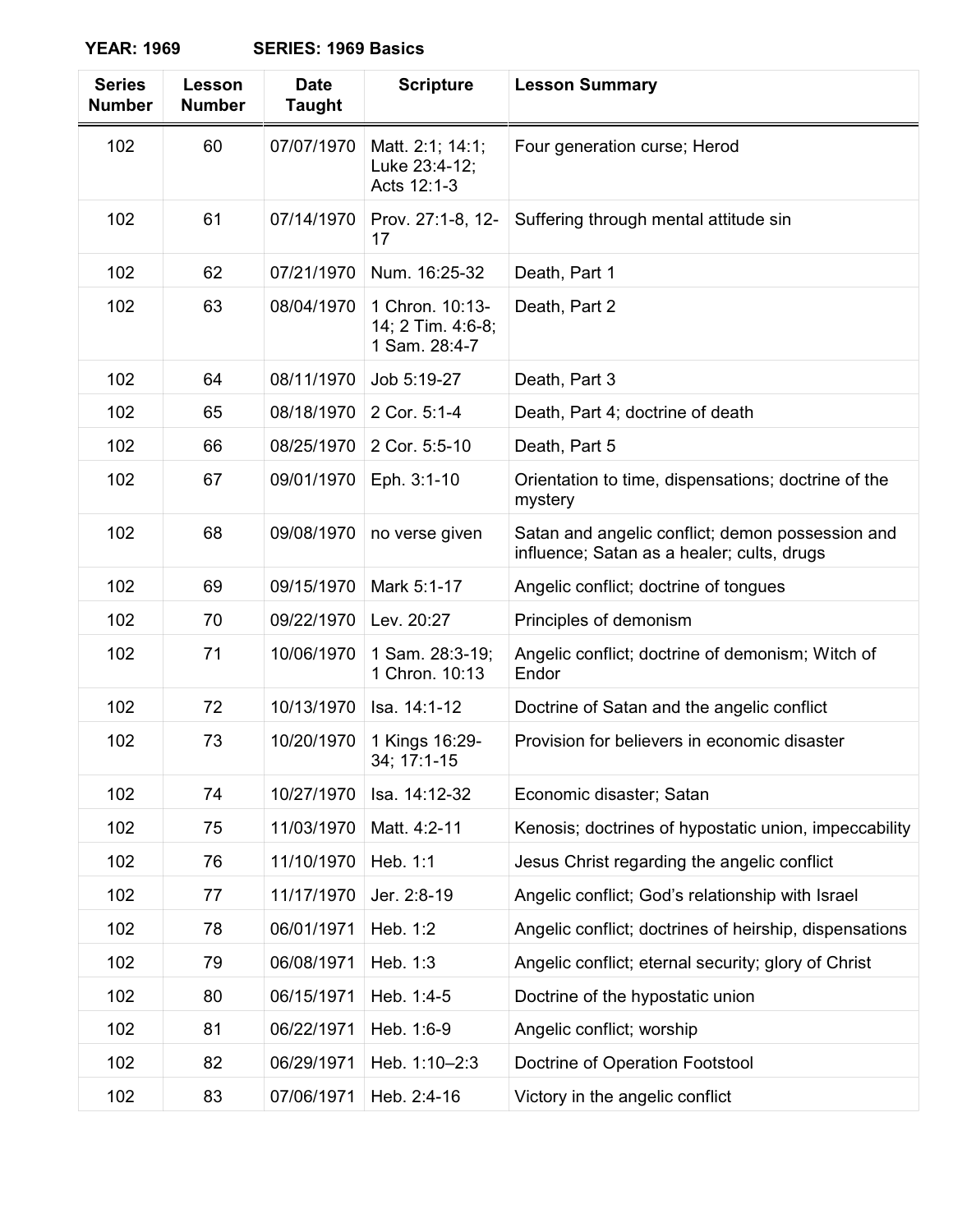**YEAR: 1969** **SERIES: 1969 Basics**

| Series Number | Lesson Number | Date Taught | Scripture | Lesson Summary |
|---|---|---|---|---|
| 102 | 60 | 07/07/1970 | Matt. 2:1; 14:1; Luke 23:4-12; Acts 12:1-3 | Four generation curse; Herod |
| 102 | 61 | 07/14/1970 | Prov. 27:1-8, 12-17 | Suffering through mental attitude sin |
| 102 | 62 | 07/21/1970 | Num. 16:25-32 | Death, Part 1 |
| 102 | 63 | 08/04/1970 | 1 Chron. 10:13-14; 2 Tim. 4:6-8; 1 Sam. 28:4-7 | Death, Part 2 |
| 102 | 64 | 08/11/1970 | Job 5:19-27 | Death, Part 3 |
| 102 | 65 | 08/18/1970 | 2 Cor. 5:1-4 | Death, Part 4; doctrine of death |
| 102 | 66 | 08/25/1970 | 2 Cor. 5:5-10 | Death, Part 5 |
| 102 | 67 | 09/01/1970 | Eph. 3:1-10 | Orientation to time, dispensations; doctrine of the mystery |
| 102 | 68 | 09/08/1970 | no verse given | Satan and angelic conflict; demon possession and influence; Satan as a healer; cults, drugs |
| 102 | 69 | 09/15/1970 | Mark 5:1-17 | Angelic conflict; doctrine of tongues |
| 102 | 70 | 09/22/1970 | Lev. 20:27 | Principles of demonism |
| 102 | 71 | 10/06/1970 | 1 Sam. 28:3-19; 1 Chron. 10:13 | Angelic conflict; doctrine of demonism; Witch of Endor |
| 102 | 72 | 10/13/1970 | Isa. 14:1-12 | Doctrine of Satan and the angelic conflict |
| 102 | 73 | 10/20/1970 | 1 Kings 16:29-34; 17:1-15 | Provision for believers in economic disaster |
| 102 | 74 | 10/27/1970 | Isa. 14:12-32 | Economic disaster; Satan |
| 102 | 75 | 11/03/1970 | Matt. 4:2-11 | Kenosis; doctrines of hypostatic union, impeccability |
| 102 | 76 | 11/10/1970 | Heb. 1:1 | Jesus Christ regarding the angelic conflict |
| 102 | 77 | 11/17/1970 | Jer. 2:8-19 | Angelic conflict; God's relationship with Israel |
| 102 | 78 | 06/01/1971 | Heb. 1:2 | Angelic conflict; doctrines of heirship, dispensations |
| 102 | 79 | 06/08/1971 | Heb. 1:3 | Angelic conflict; eternal security; glory of Christ |
| 102 | 80 | 06/15/1971 | Heb. 1:4-5 | Doctrine of the hypostatic union |
| 102 | 81 | 06/22/1971 | Heb. 1:6-9 | Angelic conflict; worship |
| 102 | 82 | 06/29/1971 | Heb. 1:10–2:3 | Doctrine of Operation Footstool |
| 102 | 83 | 07/06/1971 | Heb. 2:4-16 | Victory in the angelic conflict |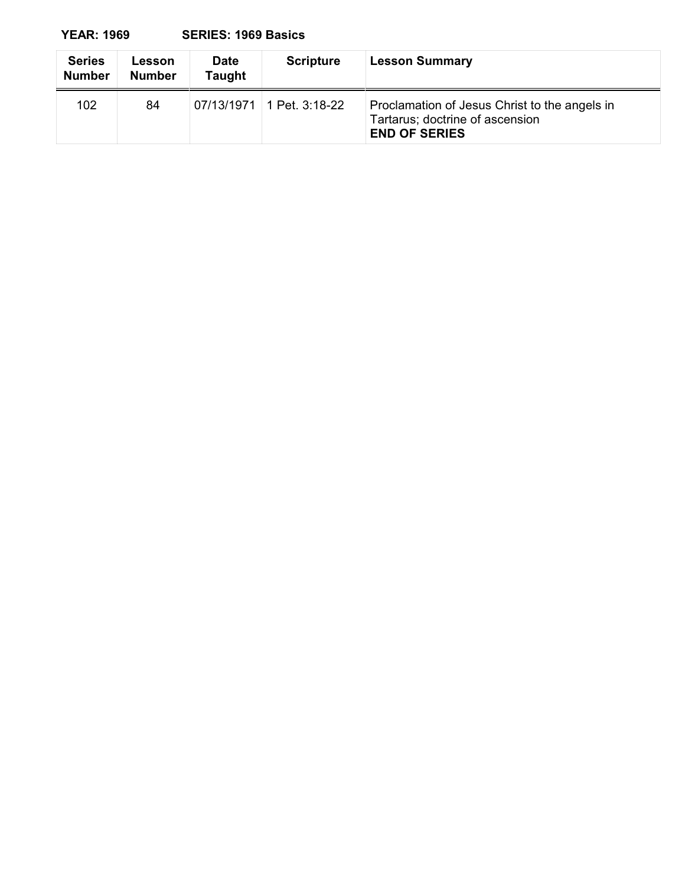**YEAR: 1969** **SERIES: 1969 Basics**

| Series Number | Lesson Number | Date Taught | Scripture | Lesson Summary |
|---|---|---|---|---|
| 102 | 84 | 07/13/1971 | 1 Pet. 3:18-22 | Proclamation of Jesus Christ to the angels in Tartarus; doctrine of ascension **END OF SERIES** |